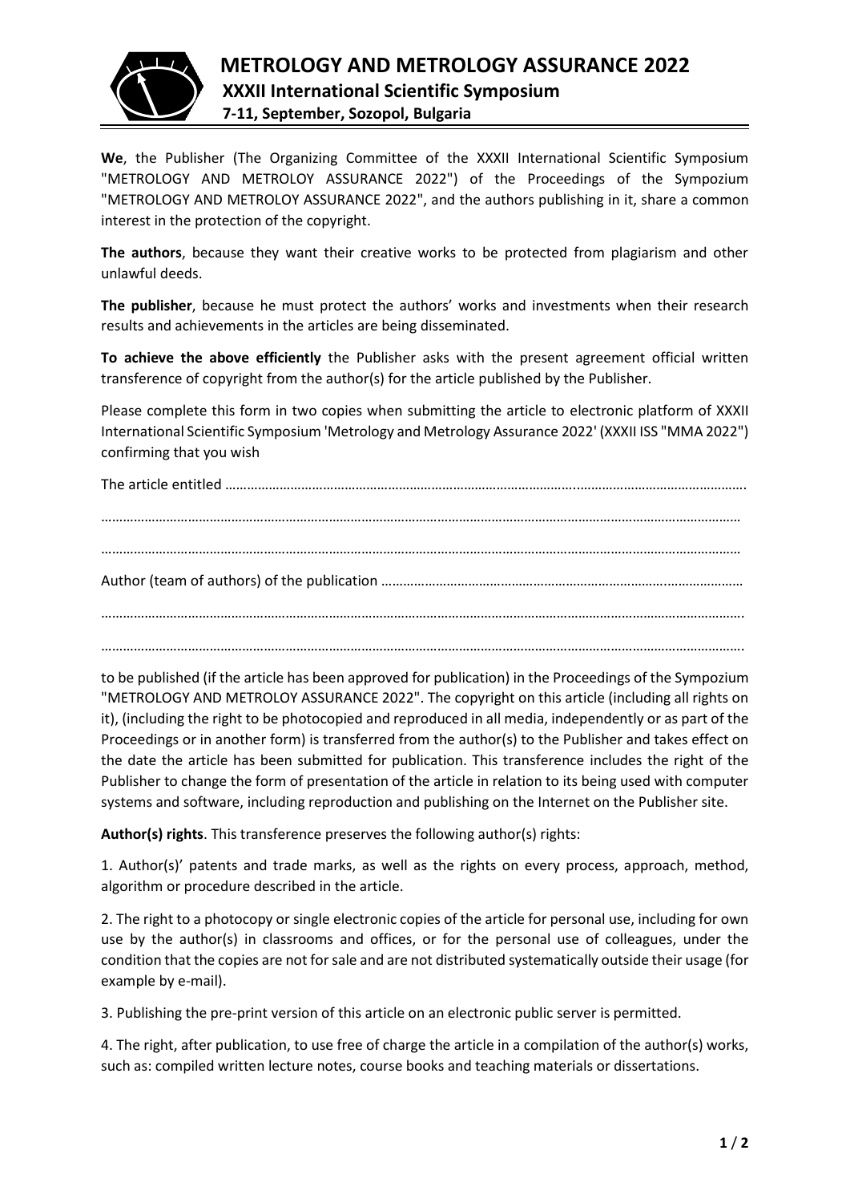# METROLOGY AND METROLOGY ASSURANCE 2022

## XXXII International Scientific Symposium

### 7-11, September, Sozopol, Bulgaria

**We**, the Publisher (The Organizing Committee of the XXXII International Scientific Symposium "METROLOGY AND METROLOY ASSURANCE 2022") of the Proceedings of the Sympozium "METROLOGY AND METROLOY ASSURANCE 2022", and the authors publishing in it, share a common interest in the protection of the copyright.

**The authors**, because they want their creative works to be protected from plagiarism and other unlawful deeds.

**The publisher**, because he must protect the authors' works and investments when their research results and achievements in the articles are being disseminated.

**To achieve the above efficiently** the Publisher asks with the present agreement official written transference of copyright from the author(s) for the article published by the Publisher.

Please complete this form in two copies when submitting the article to electronic platform of XXXII International Scientific Symposium 'Metrology and Metrology Assurance 2022' (XXXII ISS "MMA 2022") confirming that you wish

The article entitled ……………………………………………………………………………………………………………………………….

……………………………………………………………………………………………………………………………………………………………

……………………………………………………………………………………………………………………………………………………………

Author (team of authors) of the publication …………………………………………………………………………………………

…………………………………………………………………………………………………………………………………………………………….

…………………………………………………………………………………………………………………………………………………………….

to be published (if the article has been approved for publication) in the Proceedings of the Sympozium "METROLOGY AND METROLOY ASSURANCE 2022". The copyright on this article (including all rights on it), (including the right to be photocopied and reproduced in all media, independently or as part of the Proceedings or in another form) is transferred from the author(s) to the Publisher and takes effect on the date the article has been submitted for publication. This transference includes the right of the Publisher to change the form of presentation of the article in relation to its being used with computer systems and software, including reproduction and publishing on the Internet on the Publisher site.

**Author(s) rights**. This transference preserves the following author(s) rights:

1. Author(s)' patents and trade marks, as well as the rights on every process, approach, method, algorithm or procedure described in the article.

2. The right to a photocopy or single electronic copies of the article for personal use, including for own use by the author(s) in classrooms and offices, or for the personal use of colleagues, under the condition that the copies are not for sale and are not distributed systematically outside their usage (for example by e-mail).

3. Publishing the pre-print version of this article on an electronic public server is permitted.

4. The right, after publication, to use free of charge the article in a compilation of the author(s) works, such as: compiled written lecture notes, course books and teaching materials or dissertations.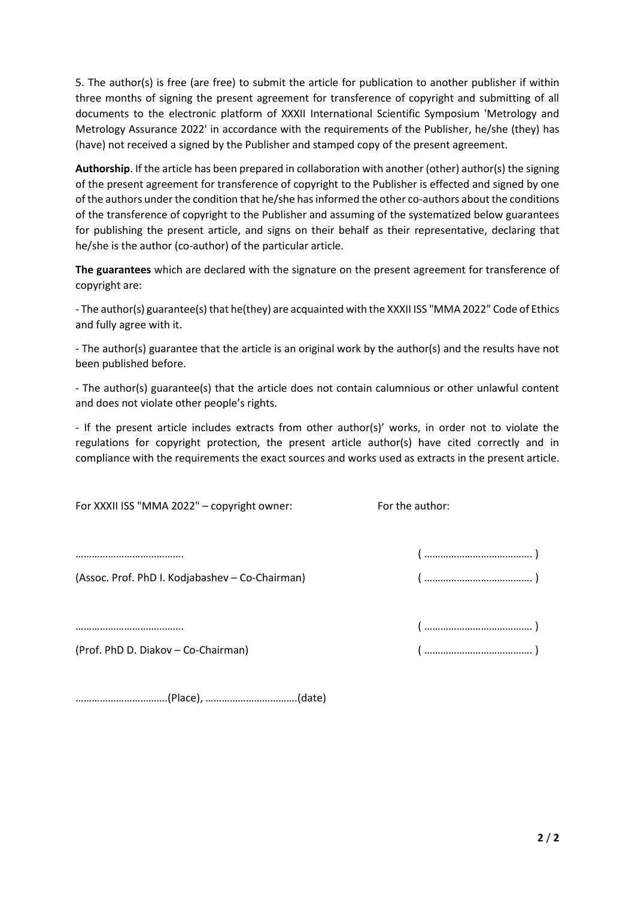5. The author(s) is free (are free) to submit the article for publication to another publisher if within three months of signing the present agreement for transference of copyright and submitting of all documents to the electronic platform of XXXII International Scientific Symposium 'Metrology and Metrology Assurance 2022' in accordance with the requirements of the Publisher, he/she (they) has (have) not received a signed by the Publisher and stamped copy of the present agreement.

**Authorship**. If the article has been prepared in collaboration with another (other) author(s) the signing of the present agreement for transference of copyright to the Publisher is effected and signed by one of the authors under the condition that he/she has informed the other co-authors about the conditions of the transference of copyright to the Publisher and assuming of the systematized below guarantees for publishing the present article, and signs on their behalf as their representative, declaring that he/she is the author (co-author) of the particular article.

**The guarantees** which are declared with the signature on the present agreement for transference of copyright are:

- The author(s) guarantee(s) that he(they) are acquainted with the XXXII ISS "MMA 2022" Code of Ethics and fully agree with it.

- The author(s) guarantee that the article is an original work by the author(s) and the results have not been published before.

- The author(s) guarantee(s) that the article does not contain calumnious or other unlawful content and does not violate other people's rights.

- If the present article includes extracts from other author(s)' works, in order not to violate the regulations for copyright protection, the present article author(s) have cited correctly and in compliance with the requirements the exact sources and works used as extracts in the present article.

For XXXII ISS "MMA 2022" – copyright owner: For the author:

………………………………… ( ………………………………… )

(Assoc. Prof. PhD I. Kodjabashev – Co-Chairman) ( ………………………………… )

………………………………… ( ………………………………… )

(Prof. PhD D. Diakov – Co-Chairman) ( ………………………………… )

……………………………(Place), ……………………………(date)